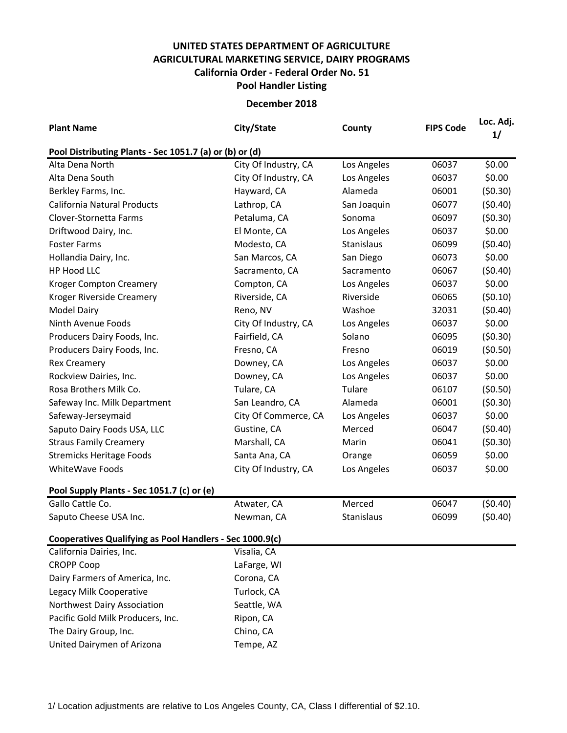# UNITED STATES DEPARTMENT OF AGRICULTURE
## AGRICULTURAL MARKETING SERVICE, DAIRY PROGRAMS
## California Order - Federal Order No. 51
## Pool Handler Listing

**December 2018**

| Plant Name | City/State | County | FIPS Code | Loc. Adj. 1/ |
|---|---|---|---|---|
| **Pool Distributing Plants - Sec 1051.7 (a) or (b) or (d)** | | | | |
| Alta Dena North | City Of Industry, CA | Los Angeles | 06037 | $0.00 |
| Alta Dena South | City Of Industry, CA | Los Angeles | 06037 | $0.00 |
| Berkley Farms, Inc. | Hayward, CA | Alameda | 06001 | ($0.30) |
| California Natural Products | Lathrop, CA | San Joaquin | 06077 | ($0.40) |
| Clover-Stornetta Farms | Petaluma, CA | Sonoma | 06097 | ($0.30) |
| Driftwood Dairy, Inc. | El Monte, CA | Los Angeles | 06037 | $0.00 |
| Foster Farms | Modesto, CA | Stanislaus | 06099 | ($0.40) |
| Hollandia Dairy, Inc. | San Marcos, CA | San Diego | 06073 | $0.00 |
| HP Hood LLC | Sacramento, CA | Sacramento | 06067 | ($0.40) |
| Kroger Compton Creamery | Compton, CA | Los Angeles | 06037 | $0.00 |
| Kroger Riverside Creamery | Riverside, CA | Riverside | 06065 | ($0.10) |
| Model Dairy | Reno, NV | Washoe | 32031 | ($0.40) |
| Ninth Avenue Foods | City Of Industry, CA | Los Angeles | 06037 | $0.00 |
| Producers Dairy Foods, Inc. | Fairfield, CA | Solano | 06095 | ($0.30) |
| Producers Dairy Foods, Inc. | Fresno, CA | Fresno | 06019 | ($0.50) |
| Rex Creamery | Downey, CA | Los Angeles | 06037 | $0.00 |
| Rockview Dairies, Inc. | Downey, CA | Los Angeles | 06037 | $0.00 |
| Rosa Brothers Milk Co. | Tulare, CA | Tulare | 06107 | ($0.50) |
| Safeway Inc. Milk Department | San Leandro, CA | Alameda | 06001 | ($0.30) |
| Safeway-Jerseymaid | City Of Commerce, CA | Los Angeles | 06037 | $0.00 |
| Saputo Dairy Foods USA, LLC | Gustine, CA | Merced | 06047 | ($0.40) |
| Straus Family Creamery | Marshall, CA | Marin | 06041 | ($0.30) |
| Stremicks Heritage Foods | Santa Ana, CA | Orange | 06059 | $0.00 |
| WhiteWave Foods | City Of Industry, CA | Los Angeles | 06037 | $0.00 |
| **Pool Supply Plants - Sec 1051.7 (c) or (e)** | | | | |
| Gallo Cattle Co. | Atwater, CA | Merced | 06047 | ($0.40) |
| Saputo Cheese USA Inc. | Newman, CA | Stanislaus | 06099 | ($0.40) |
| **Cooperatives Qualifying as Pool Handlers - Sec 1000.9(c)** | | | | |
| California Dairies, Inc. | Visalia, CA | | | |
| CROPP Coop | LaFarge, WI | | | |
| Dairy Farmers of America, Inc. | Corona, CA | | | |
| Legacy Milk Cooperative | Turlock, CA | | | |
| Northwest Dairy Association | Seattle, WA | | | |
| Pacific Gold Milk Producers, Inc. | Ripon, CA | | | |
| The Dairy Group, Inc. | Chino, CA | | | |
| United Dairymen of Arizona | Tempe, AZ | | | |

1/ Location adjustments are relative to Los Angeles County, CA, Class I differential of $2.10.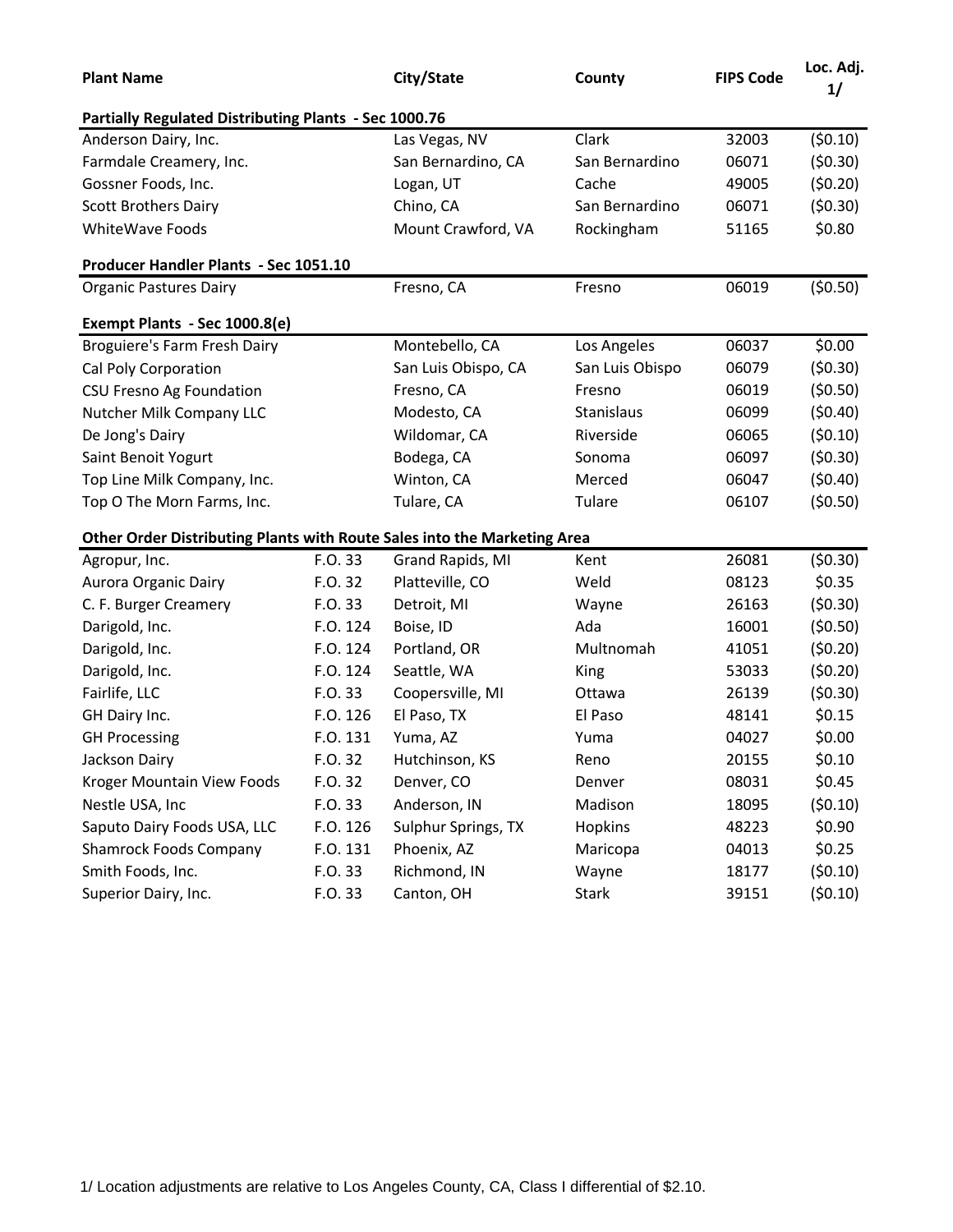| Plant Name | | City/State | County | FIPS Code | Loc. Adj. 1/ |
|---|---|---|---|---|---|
| **Partially Regulated Distributing Plants - Sec 1000.76** | | | | | |
| Anderson Dairy, Inc. | | Las Vegas, NV | Clark | 32003 | ($0.10) |
| Farmdale Creamery, Inc. | | San Bernardino, CA | San Bernardino | 06071 | ($0.30) |
| Gossner Foods, Inc. | | Logan, UT | Cache | 49005 | ($0.20) |
| Scott Brothers Dairy | | Chino, CA | San Bernardino | 06071 | ($0.30) |
| WhiteWave Foods | | Mount Crawford, VA | Rockingham | 51165 | $0.80 |
| **Producer Handler Plants - Sec 1051.10** | | | | | |
| Organic Pastures Dairy | | Fresno, CA | Fresno | 06019 | ($0.50) |
| **Exempt Plants - Sec 1000.8(e)** | | | | | |
| Broguiere's Farm Fresh Dairy | | Montebello, CA | Los Angeles | 06037 | $0.00 |
| Cal Poly Corporation | | San Luis Obispo, CA | San Luis Obispo | 06079 | ($0.30) |
| CSU Fresno Ag Foundation | | Fresno, CA | Fresno | 06019 | ($0.50) |
| Nutcher Milk Company LLC | | Modesto, CA | Stanislaus | 06099 | ($0.40) |
| De Jong's Dairy | | Wildomar, CA | Riverside | 06065 | ($0.10) |
| Saint Benoit Yogurt | | Bodega, CA | Sonoma | 06097 | ($0.30) |
| Top Line Milk Company, Inc. | | Winton, CA | Merced | 06047 | ($0.40) |
| Top O The Morn Farms, Inc. | | Tulare, CA | Tulare | 06107 | ($0.50) |
| **Other Order Distributing Plants with Route Sales into the Marketing Area** | | | | | |
| Agropur, Inc. | F.O. 33 | Grand Rapids, MI | Kent | 26081 | ($0.30) |
| Aurora Organic Dairy | F.O. 32 | Platteville, CO | Weld | 08123 | $0.35 |
| C. F. Burger Creamery | F.O. 33 | Detroit, MI | Wayne | 26163 | ($0.30) |
| Darigold, Inc. | F.O. 124 | Boise, ID | Ada | 16001 | ($0.50) |
| Darigold, Inc. | F.O. 124 | Portland, OR | Multnomah | 41051 | ($0.20) |
| Darigold, Inc. | F.O. 124 | Seattle, WA | King | 53033 | ($0.20) |
| Fairlife, LLC | F.O. 33 | Coopersville, MI | Ottawa | 26139 | ($0.30) |
| GH Dairy Inc. | F.O. 126 | El Paso, TX | El Paso | 48141 | $0.15 |
| GH Processing | F.O. 131 | Yuma, AZ | Yuma | 04027 | $0.00 |
| Jackson Dairy | F.O. 32 | Hutchinson, KS | Reno | 20155 | $0.10 |
| Kroger Mountain View Foods | F.O. 32 | Denver, CO | Denver | 08031 | $0.45 |
| Nestle USA, Inc | F.O. 33 | Anderson, IN | Madison | 18095 | ($0.10) |
| Saputo Dairy Foods USA, LLC | F.O. 126 | Sulphur Springs, TX | Hopkins | 48223 | $0.90 |
| Shamrock Foods Company | F.O. 131 | Phoenix, AZ | Maricopa | 04013 | $0.25 |
| Smith Foods, Inc. | F.O. 33 | Richmond, IN | Wayne | 18177 | ($0.10) |
| Superior Dairy, Inc. | F.O. 33 | Canton, OH | Stark | 39151 | ($0.10) |

1/ Location adjustments are relative to Los Angeles County, CA, Class I differential of $2.10.